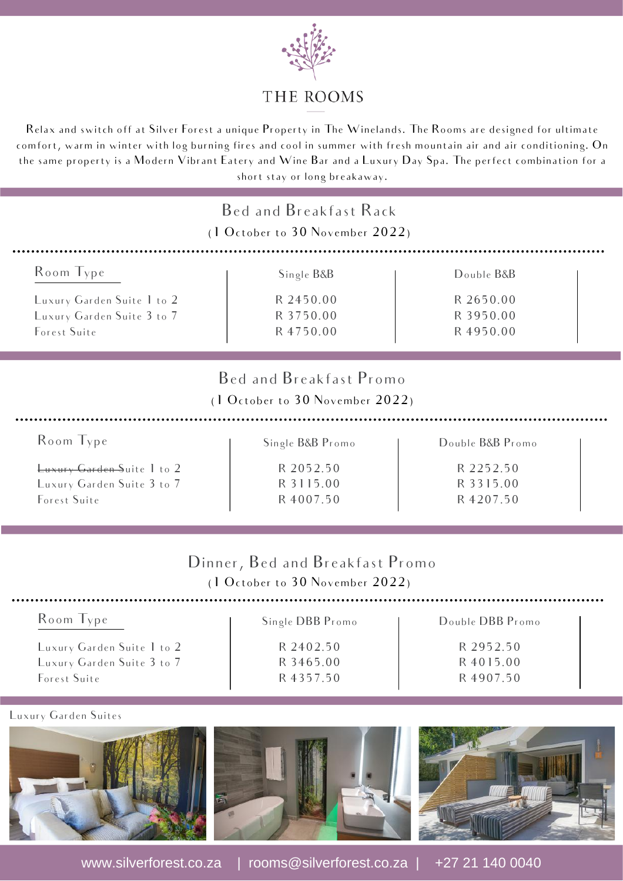# THE ROOMS

Relax and switch off at Silver Forest a unique Property in The Winelands. The Rooms are designed for ultimate comfort, warm in winter with log burning fires and cool in summer with fresh mountain air and air conditioning. On the same property is a Modern Vibrant Eatery and Wine Bar and a Luxury Day Spa. The perfect combination for a short stay or long breakaway.

## Bed and Breakfast Rack

(1 October to 30 November 2022)

| Room Type | Single B&B | Double B&B |
| --- | --- | --- |
| Luxury Garden Suite 1 to 2 | R 2450.00 | R 2650.00 |
| Luxury Garden Suite 3 to 7 | R 3750.00 | R 3950.00 |
| Forest Suite | R 4750.00 | R 4950.00 |

## Bed and Breakfast Promo

(1 October to 30 November 2022)

| Room Type | Single B&B Promo | Double B&B Promo |
| --- | --- | --- |
| ~~Luxury Garden~~ Suite 1 to 2 | R 2052.50 | R 2252.50 |
| Luxury Garden Suite 3 to 7 | R 3115.00 | R 3315.00 |
| Forest Suite | R 4007.50 | R 4207.50 |

## Dinner, Bed and Breakfast Promo

(1 October to 30 November 2022)

| Room Type | Single DBB Promo | Double DBB Promo |
| --- | --- | --- |
| Luxury Garden Suite 1 to 2 | R 2402.50 | R 2952.50 |
| Luxury Garden Suite 3 to 7 | R 3465.00 | R 4015.00 |
| Forest Suite | R 4357.50 | R 4907.50 |

Luxury Garden Suites

www.silverforest.co.za | rooms@silverforest.co.za | +27 21 140 0040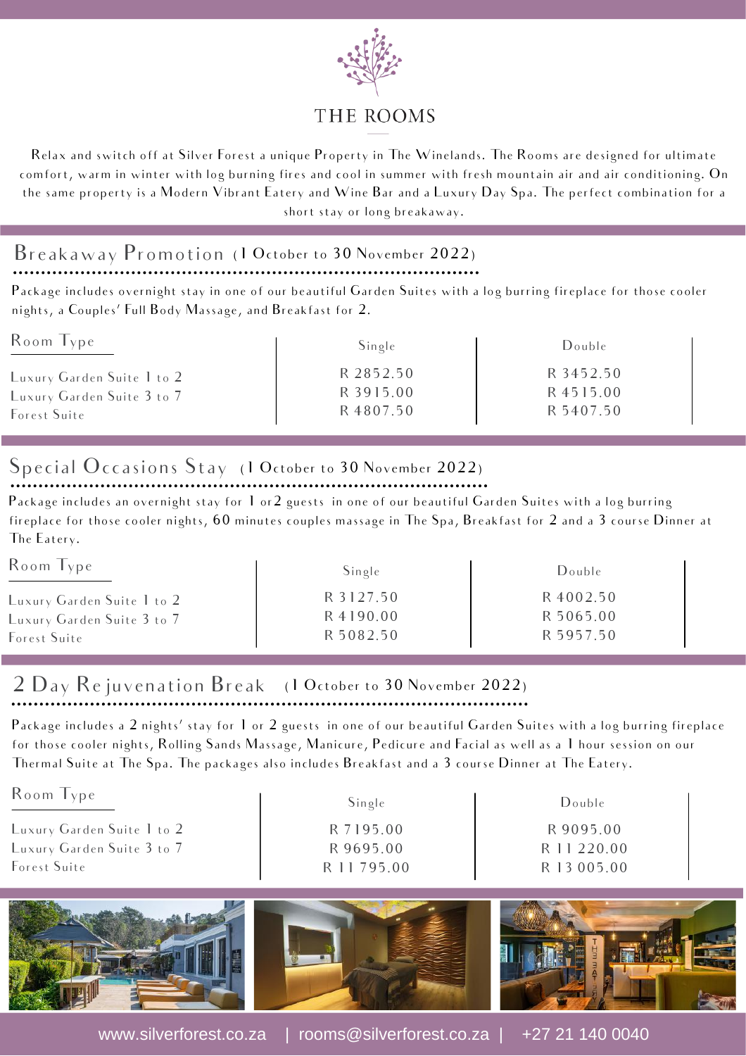# THE ROOMS

Relax and switch off at Silver Forest a unique Property in The Winelands. The Rooms are designed for ultimate comfort, warm in winter with log burning fires and cool in summer with fresh mountain air and air conditioning. On the same property is a Modern Vibrant Eatery and Wine Bar and a Luxury Day Spa. The perfect combination for a short stay or long breakaway.

## Breakaway Promotion (1 October to 30 November 2022)

Package includes overnight stay in one of our beautiful Garden Suites with a log burring fireplace for those cooler nights, a Couples' Full Body Massage, and Breakfast for 2.

| Room Type | Single | Double |
|---|---|---|
| Luxury Garden Suite 1 to 2 | R 2852.50 | R 3452.50 |
| Luxury Garden Suite 3 to 7 | R 3915.00 | R 4515.00 |
| Forest Suite | R 4807.50 | R 5407.50 |

## Special Occasions Stay (1 October to 30 November 2022)

Package includes an overnight stay for 1 or 2 guests in one of our beautiful Garden Suites with a log burring fireplace for those cooler nights, 60 minutes couples massage in The Spa, Breakfast for 2 and a 3 course Dinner at The Eatery.

| Room Type | Single | Double |
|---|---|---|
| Luxury Garden Suite 1 to 2 | R 3127.50 | R 4002.50 |
| Luxury Garden Suite 3 to 7 | R 4190.00 | R 5065.00 |
| Forest Suite | R 5082.50 | R 5957.50 |

## 2 Day Rejuvenation Break (1 October to 30 November 2022)

Package includes a 2 nights' stay for 1 or 2 guests in one of our beautiful Garden Suites with a log burring fireplace for those cooler nights, Rolling Sands Massage, Manicure, Pedicure and Facial as well as a 1 hour session on our Thermal Suite at The Spa. The packages also includes Breakfast and a 3 course Dinner at The Eatery.

| Room Type | Single | Double |
|---|---|---|
| Luxury Garden Suite 1 to 2 | R 7195.00 | R 9095.00 |
| Luxury Garden Suite 3 to 7 | R 9695.00 | R 11 220.00 |
| Forest Suite | R 11 795.00 | R 13 005.00 |

www.silverforest.co.za | rooms@silverforest.co.za | +27 21 140 0040